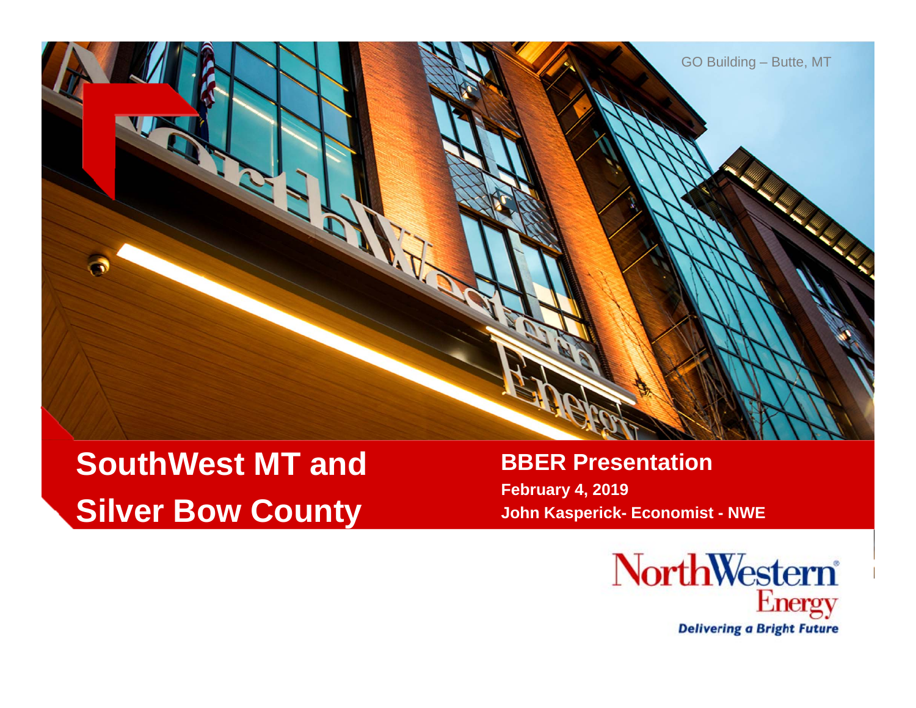GO Building – Butte, MT

# SouthWest MT and Silver Bow County

## BBER Presentation

**February 4, 2019**

**John Kasperick- Economist - NWE**

NorthWestern Energy

**Delivering a Bright Future**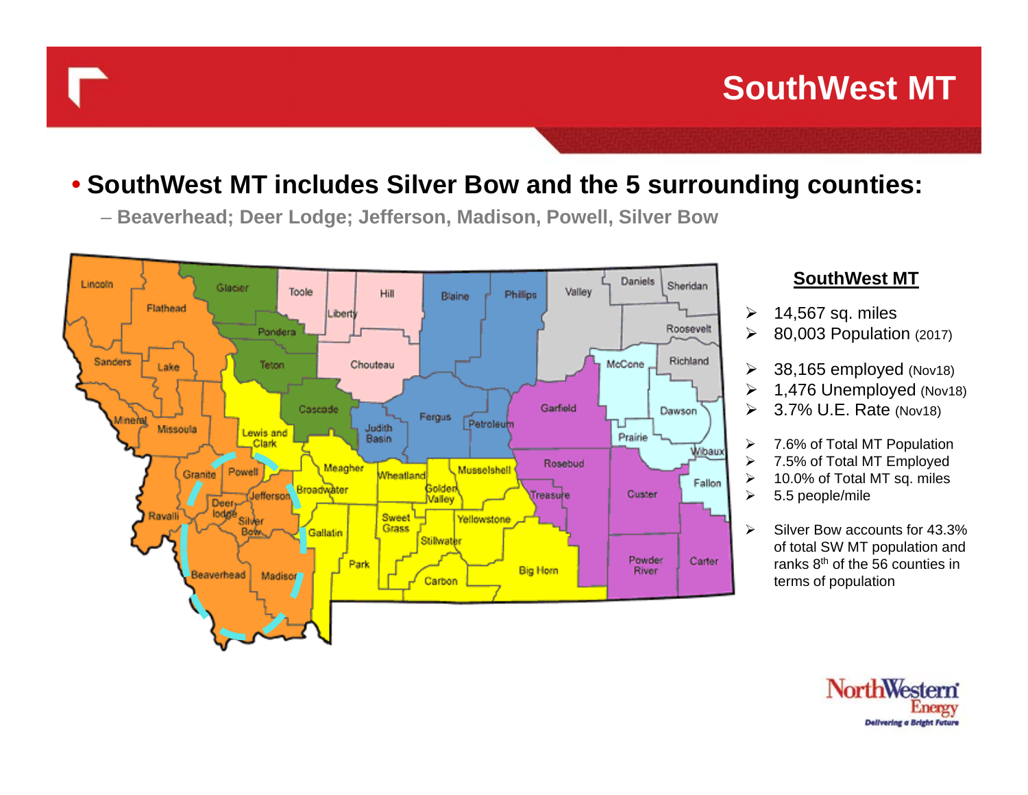# SouthWest MT

- **SouthWest MT includes Silver Bow and the 5 surrounding counties:**
  - **Beaverhead; Deer Lodge; Jefferson, Madison, Powell, Silver Bow**

## SouthWest MT

- 14,567 sq. miles
- 80,003 Population (2017)
- 38,165 employed (Nov18)
- 1,476 Unemployed (Nov18)
- 3.7% U.E. Rate (Nov18)
- 7.6% of Total MT Population
- 7.5% of Total MT Employed
- 10.0% of Total MT sq. miles
- 5.5 people/mile
- Silver Bow accounts for 43.3% of total SW MT population and ranks 8th of the 56 counties in terms of population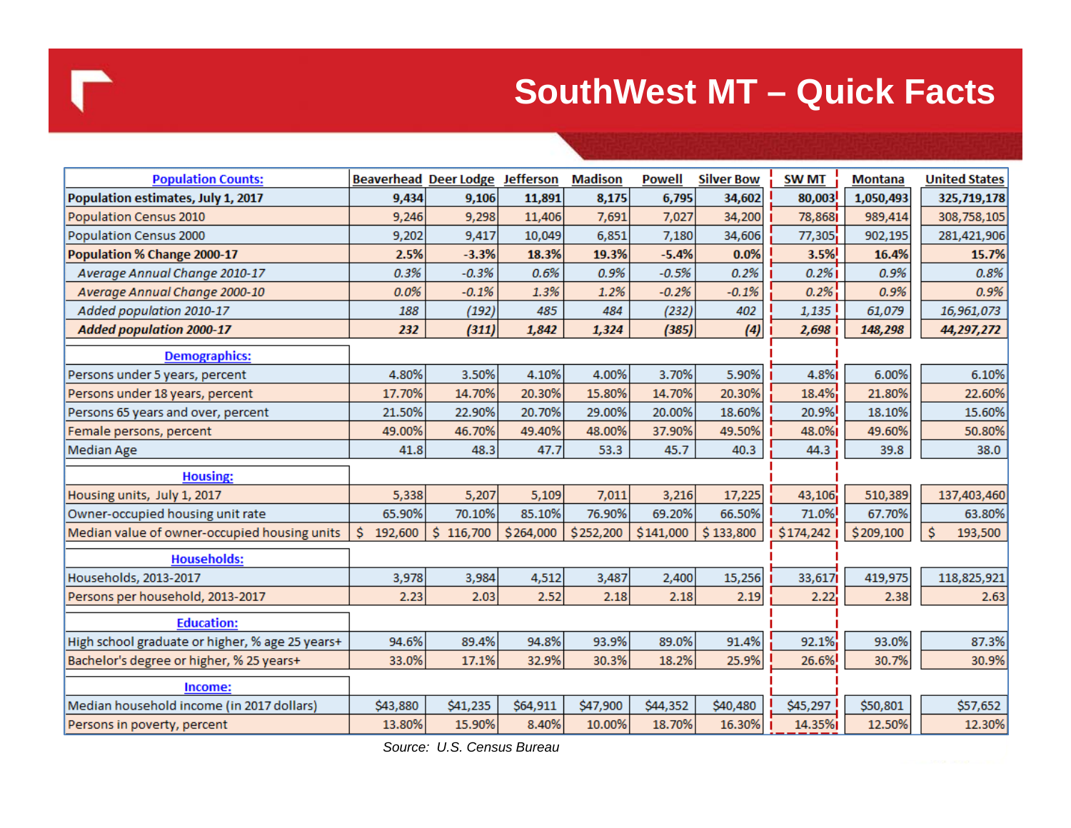# SouthWest MT – Quick Facts

| Population Counts: | Beaverhead | Deer Lodge | Jefferson | Madison | Powell | Silver Bow | SW MT | Montana | United States |
|---|---|---|---|---|---|---|---|---|---|
| **Population estimates, July 1, 2017** | **9,434** | **9,106** | **11,891** | **8,175** | **6,795** | **34,602** | **80,003** | **1,050,493** | **325,719,178** |
| Population Census 2010 | 9,246 | 9,298 | 11,406 | 7,691 | 7,027 | 34,200 | 78,868 | 989,414 | 308,758,105 |
| Population Census 2000 | 9,202 | 9,417 | 10,049 | 6,851 | 7,180 | 34,606 | 77,305 | 902,195 | 281,421,906 |
| **Population % Change 2000-17** | **2.5%** | **-3.3%** | **18.3%** | **19.3%** | **-5.4%** | **0.0%** | **3.5%** | **16.4%** | **15.7%** |
| *Average Annual Change 2010-17* | *0.3%* | *-0.3%* | *0.6%* | *0.9%* | *-0.5%* | *0.2%* | *0.2%* | *0.9%* | *0.8%* |
| *Average Annual Change 2000-10* | *0.0%* | *-0.1%* | *1.3%* | *1.2%* | *-0.2%* | *-0.1%* | *0.2%* | *0.9%* | *0.9%* |
| *Added population 2010-17* | *188* | *(192)* | *485* | *484* | *(232)* | *402* | *1,135* | *61,079* | *16,961,073* |
| ***Added population 2000-17*** | ***232*** | ***(311)*** | ***1,842*** | ***1,324*** | ***(385)*** | ***(4)*** | ***2,698*** | ***148,298*** | ***44,297,272*** |
| **Demographics:** | | | | | | | | | |
| Persons under 5 years, percent | 4.80% | 3.50% | 4.10% | 4.00% | 3.70% | 5.90% | 4.8% | 6.00% | 6.10% |
| Persons under 18 years, percent | 17.70% | 14.70% | 20.30% | 15.80% | 14.70% | 20.30% | 18.4% | 21.80% | 22.60% |
| Persons 65 years and over, percent | 21.50% | 22.90% | 20.70% | 29.00% | 20.00% | 18.60% | 20.9% | 18.10% | 15.60% |
| Female persons, percent | 49.00% | 46.70% | 49.40% | 48.00% | 37.90% | 49.50% | 48.0% | 49.60% | 50.80% |
| Median Age | 41.8 | 48.3 | 47.7 | 53.3 | 45.7 | 40.3 | 44.3 | 39.8 | 38.0 |
| **Housing:** | | | | | | | | | |
| Housing units, July 1, 2017 | 5,338 | 5,207 | 5,109 | 7,011 | 3,216 | 17,225 | 43,106 | 510,389 | 137,403,460 |
| Owner-occupied housing unit rate | 65.90% | 70.10% | 85.10% | 76.90% | 69.20% | 66.50% | 71.0% | 67.70% | 63.80% |
| Median value of owner-occupied housing units | $ 192,600 | $ 116,700 | $264,000 | $252,200 | $141,000 | $ 133,800 | $174,242 | $209,100 | $ 193,500 |
| **Households:** | | | | | | | | | |
| Households, 2013-2017 | 3,978 | 3,984 | 4,512 | 3,487 | 2,400 | 15,256 | 33,617 | 419,975 | 118,825,921 |
| Persons per household, 2013-2017 | 2.23 | 2.03 | 2.52 | 2.18 | 2.18 | 2.19 | 2.22 | 2.38 | 2.63 |
| **Education:** | | | | | | | | | |
| High school graduate or higher, % age 25 years+ | 94.6% | 89.4% | 94.8% | 93.9% | 89.0% | 91.4% | 92.1% | 93.0% | 87.3% |
| Bachelor's degree or higher, % 25 years+ | 33.0% | 17.1% | 32.9% | 30.3% | 18.2% | 25.9% | 26.6% | 30.7% | 30.9% |
| **Income:** | | | | | | | | | |
| Median household income (in 2017 dollars) | $43,880 | $41,235 | $64,911 | $47,900 | $44,352 | $40,480 | $45,297 | $50,801 | $57,652 |
| Persons in poverty, percent | 13.80% | 15.90% | 8.40% | 10.00% | 18.70% | 16.30% | 14.35% | 12.50% | 12.30% |

*Source: U.S. Census Bureau*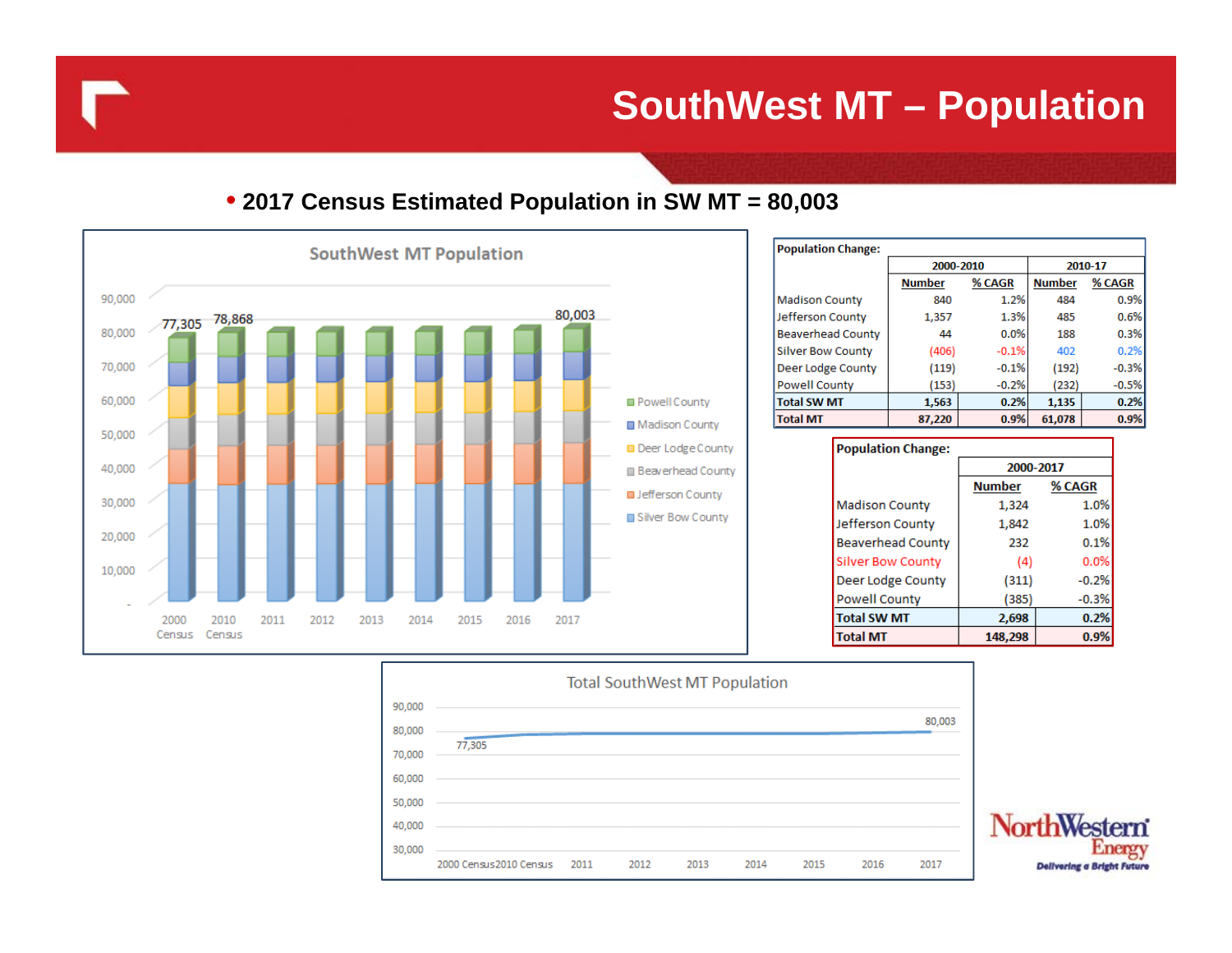# SouthWest MT – Population

- **2017 Census Estimated Population in SW MT = 80,003**

**SouthWest MT Population**

| | 2000 Census | 2010 Census | 2017 |
|---|---|---|---|
| Total | 77,305 | 78,868 | 80,003 |

Legend: Powell County, Madison County, Deer Lodge County, Beaverhead County, Jefferson County, Silver Bow County

**Population Change:**

| | 2000-2010 | | 2010-17 | |
|---|---|---|---|---|
| | Number | % CAGR | Number | % CAGR |
| Madison County | 840 | 1.2% | 484 | 0.9% |
| Jefferson County | 1,357 | 1.3% | 485 | 0.6% |
| Beaverhead County | 44 | 0.0% | 188 | 0.3% |
| Silver Bow County | (406) | -0.1% | 402 | 0.2% |
| Deer Lodge County | (119) | -0.1% | (192) | -0.3% |
| Powell County | (153) | -0.2% | (232) | -0.5% |
| **Total SW MT** | **1,563** | **0.2%** | **1,135** | **0.2%** |
| **Total MT** | **87,220** | **0.9%** | **61,078** | **0.9%** |

**Population Change:**

| | 2000-2017 | |
|---|---|---|
| | Number | % CAGR |
| Madison County | 1,324 | 1.0% |
| Jefferson County | 1,842 | 1.0% |
| Beaverhead County | 232 | 0.1% |
| Silver Bow County | (4) | 0.0% |
| Deer Lodge County | (311) | -0.2% |
| Powell County | (385) | -0.3% |
| **Total SW MT** | **2,698** | **0.2%** |
| **Total MT** | **148,298** | **0.9%** |

**Total SouthWest MT Population**

2000 Census: 77,305 — 2017: 80,003

NorthWestern Energy — *Delivering a Bright Future*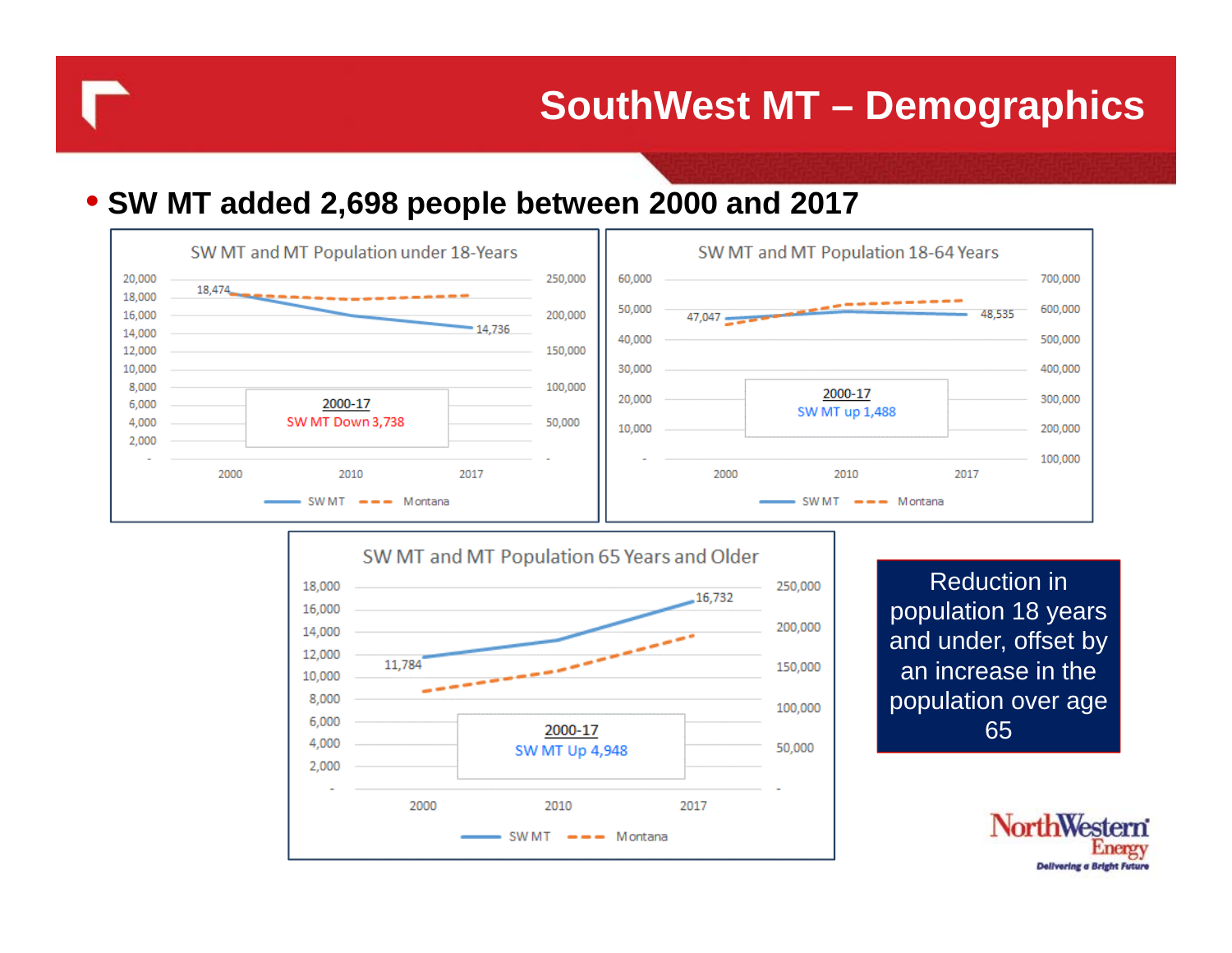# SouthWest MT – Demographics

- **SW MT added 2,698 people between 2000 and 2017**

**SW MT and MT Population under 18-Years**

Left axis (SW MT): 20,000; 18,000; 16,000; 14,000; 12,000; 10,000; 8,000; 6,000; 4,000; 2,000; -
Right axis (Montana): 250,000; 200,000; 150,000; 100,000; 50,000; -
X axis: 2000, 2010, 2017

Data labels: 18,474 (2000); 14,736 (2017)

2000-17
SW MT Down 3,738

Legend: SW MT, Montana

**SW MT and MT Population 18-64 Years**

Left axis (SW MT): 60,000; 50,000; 40,000; 30,000; 20,000; 10,000; -
Right axis (Montana): 700,000; 600,000; 500,000; 400,000; 300,000; 200,000; 100,000
X axis: 2000, 2010, 2017

Data labels: 47,047 (2000); 48,535 (2017)

2000-17
SW MT up 1,488

Legend: SW MT, Montana

**SW MT and MT Population 65 Years and Older**

Left axis (SW MT): 18,000; 16,000; 14,000; 12,000; 10,000; 8,000; 6,000; 4,000; 2,000; -
Right axis (Montana): 250,000; 200,000; 150,000; 100,000; 50,000; -
X axis: 2000, 2010, 2017

Data labels: 11,784 (2000); 16,732 (2017)

2000-17
SW MT Up 4,948

Legend: SW MT, Montana

Reduction in population 18 years and under, offset by an increase in the population over age 65

NorthWestern Energy
Delivering a Bright Future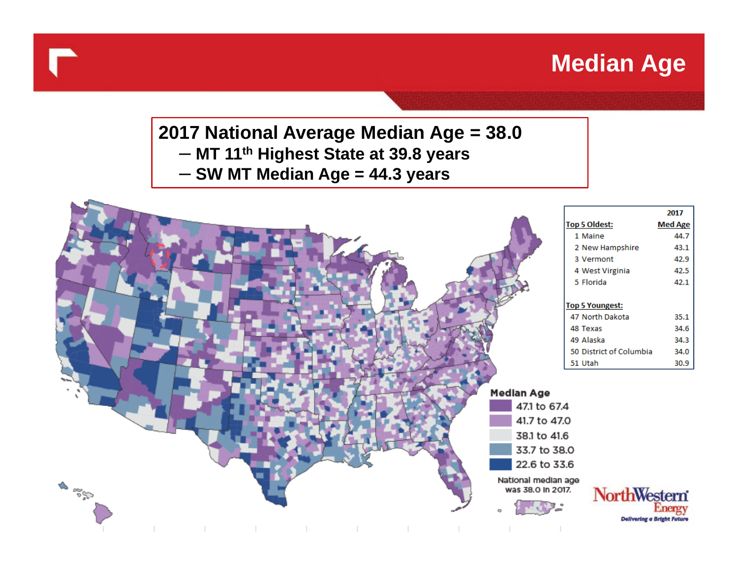# Median Age

**2017 National Average Median Age = 38.0**

- **MT 11th Highest State at 39.8 years**
- **SW MT Median Age = 44.3 years**

| | 2017 Med Age |
|---|---|
| **Top 5 Oldest:** | |
| 1 Maine | 44.7 |
| 2 New Hampshire | 43.1 |
| 3 Vermont | 42.9 |
| 4 West Virginia | 42.5 |
| 5 Florida | 42.1 |
| **Top 5 Youngest:** | |
| 47 North Dakota | 35.1 |
| 48 Texas | 34.6 |
| 49 Alaska | 34.3 |
| 50 District of Columbia | 34.0 |
| 51 Utah | 30.9 |

**Median Age**

- 47.1 to 67.4
- 41.7 to 47.0
- 38.1 to 41.6
- 33.7 to 38.0
- 22.6 to 33.6

National median age was 38.0 in 2017.

NorthWestern Energy
*Delivering a Bright Future*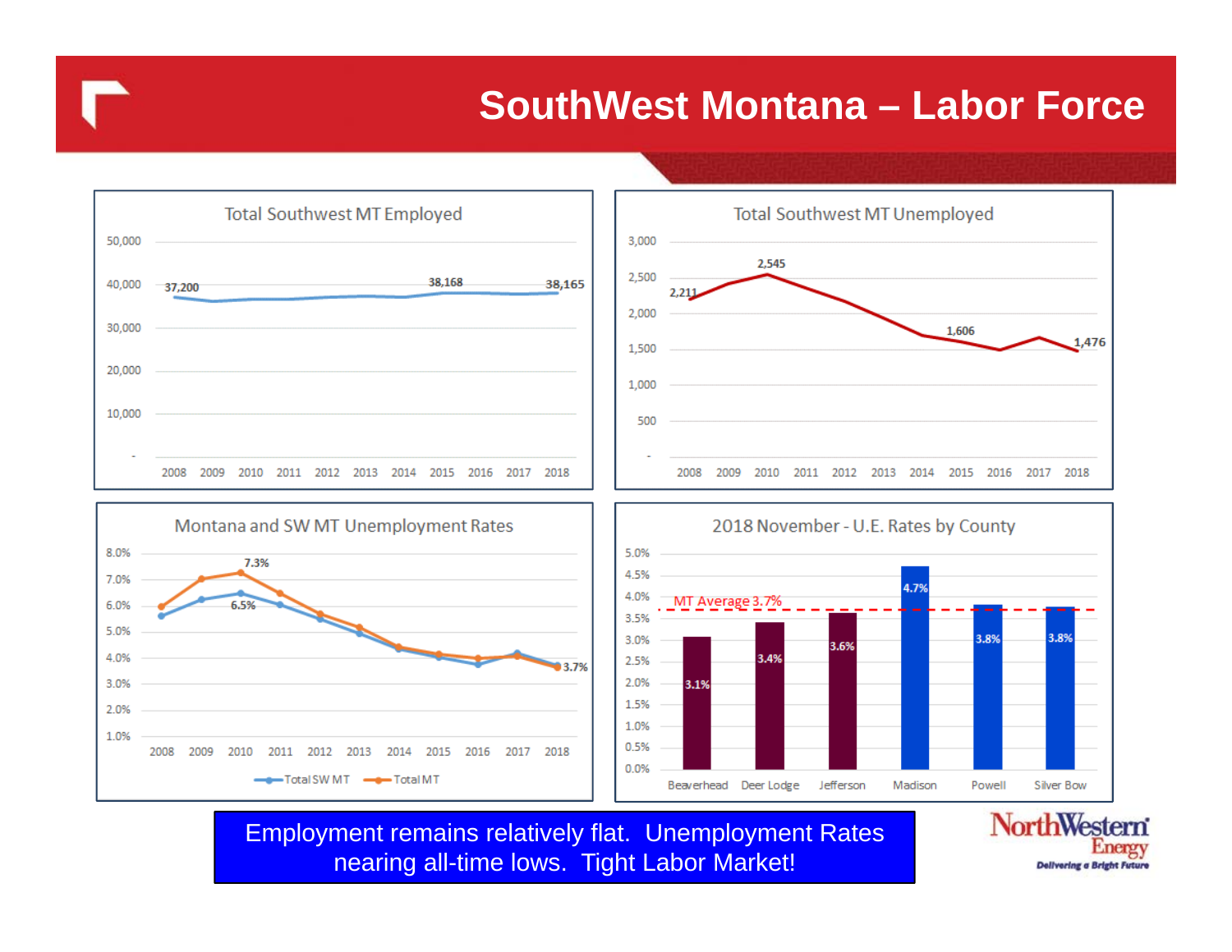# SouthWest Montana – Labor Force

**Total Southwest MT Employed**

| Year | Employed |
|---|---|
| 2008 | 37,200 |
| 2015 | 38,168 |
| 2018 | 38,165 |

**Total Southwest MT Unemployed**

| Year | Unemployed |
|---|---|
| 2008 | 2,211 |
| 2010 | 2,545 |
| 2015 | 1,606 |
| 2018 | 1,476 |

**Montana and SW MT Unemployment Rates**

- Total SW MT: 6.5% (2010), 3.7% (2018)
- Total MT: 7.3% (2010)

**2018 November - U.E. Rates by County**

MT Average 3.7%

| County | Rate |
|---|---|
| Beaverhead | 3.1% |
| Deer Lodge | 3.4% |
| Jefferson | 3.6% |
| Madison | 4.7% |
| Powell | 3.8% |
| Silver Bow | 3.8% |

Employment remains relatively flat. Unemployment Rates nearing all-time lows. Tight Labor Market!

NorthWestern Energy — Delivering a Bright Future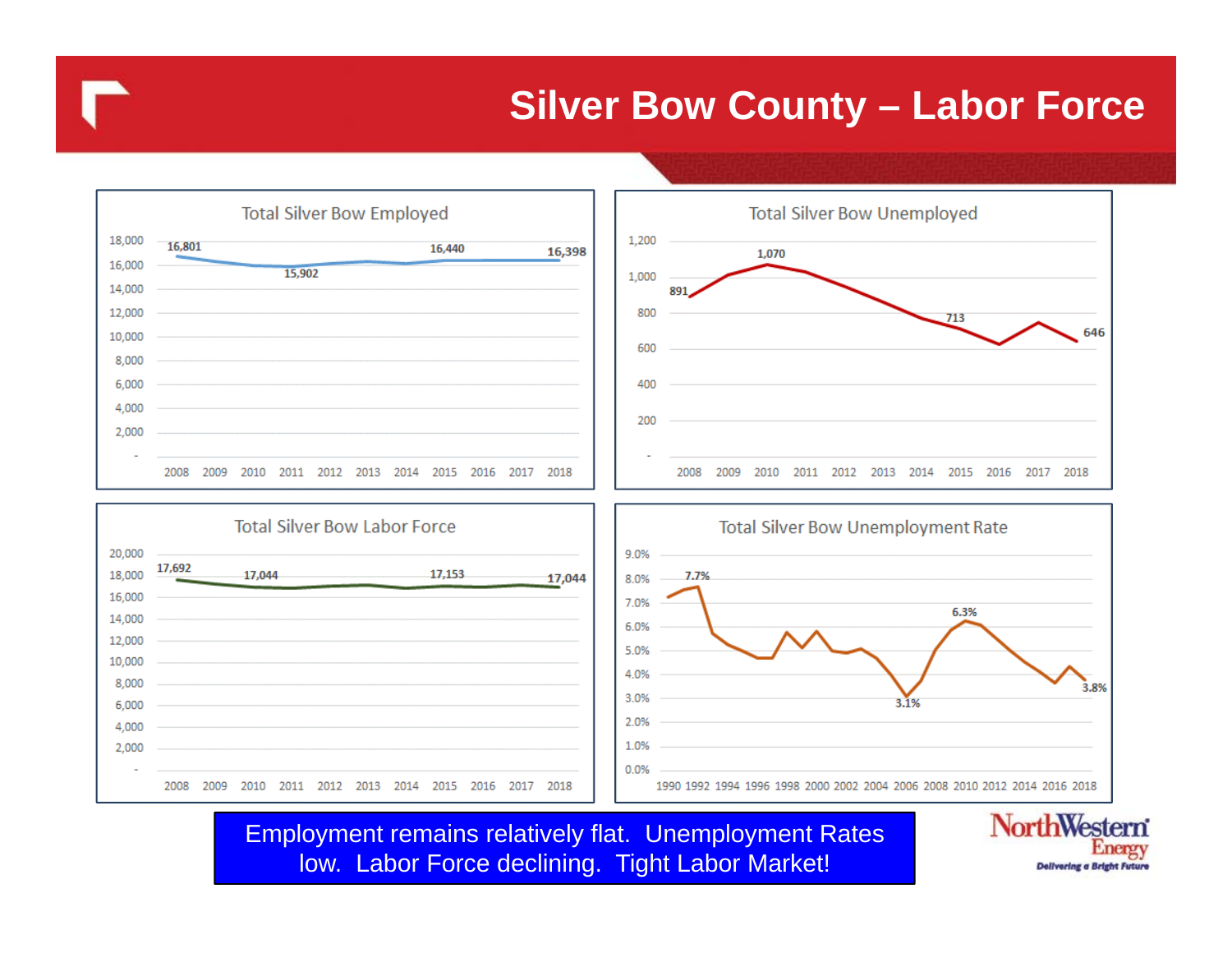# Silver Bow County – Labor Force

### Total Silver Bow Employed

Data labels: 2008: 16,801; 2011: 15,902; 2015: 16,440; 2018: 16,398

### Total Silver Bow Unemployed

Data labels: 2008: 891; 2010: 1,070; 2015: 713; 2018: 646

### Total Silver Bow Labor Force

Data labels: 2008: 17,692; 2010: 17,044; 2015: 17,153; 2018: 17,044

### Total Silver Bow Unemployment Rate

Data labels: 7.7%; 3.1%; 6.3%; 3.8%

Employment remains relatively flat. Unemployment Rates low. Labor Force declining. Tight Labor Market!

NorthWestern Energy
Delivering a Bright Future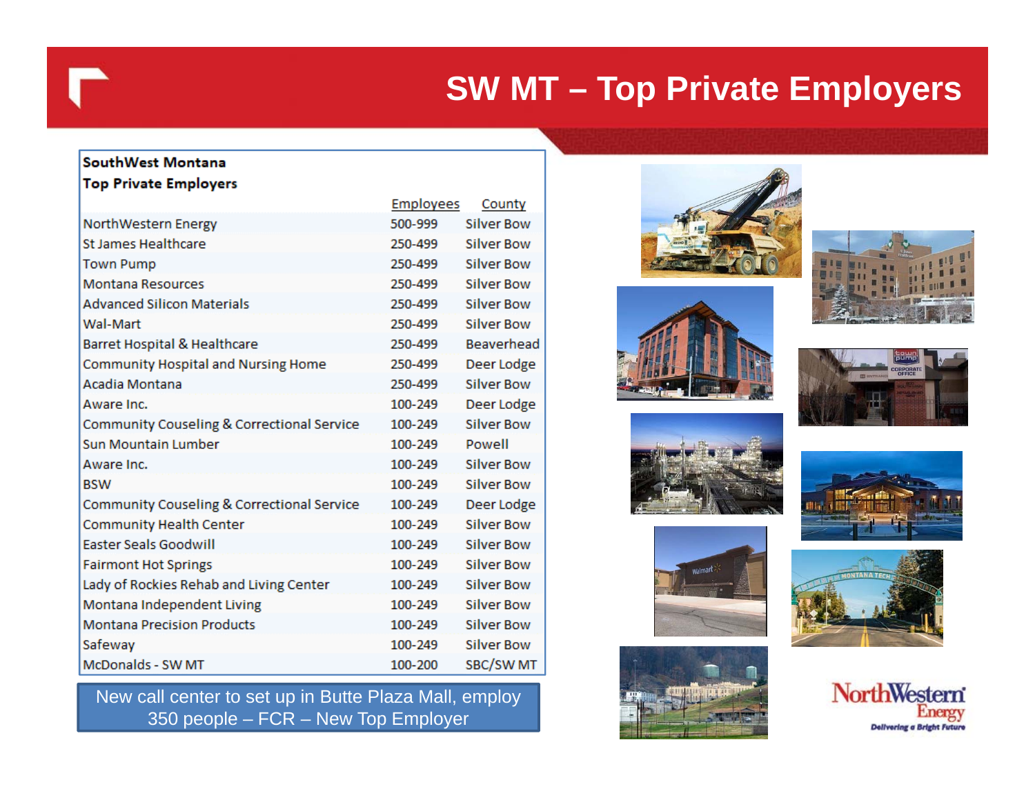# SW MT – Top Private Employers

**SouthWest Montana**
**Top Private Employers**

| | Employees | County |
|---|---|---|
| NorthWestern Energy | 500-999 | Silver Bow |
| St James Healthcare | 250-499 | Silver Bow |
| Town Pump | 250-499 | Silver Bow |
| Montana Resources | 250-499 | Silver Bow |
| Advanced Silicon Materials | 250-499 | Silver Bow |
| Wal-Mart | 250-499 | Silver Bow |
| Barret Hospital & Healthcare | 250-499 | Beaverhead |
| Community Hospital and Nursing Home | 250-499 | Deer Lodge |
| Acadia Montana | 250-499 | Silver Bow |
| Aware Inc. | 100-249 | Deer Lodge |
| Community Couseling & Correctional Service | 100-249 | Silver Bow |
| Sun Mountain Lumber | 100-249 | Powell |
| Aware Inc. | 100-249 | Silver Bow |
| BSW | 100-249 | Silver Bow |
| Community Couseling & Correctional Service | 100-249 | Deer Lodge |
| Community Health Center | 100-249 | Silver Bow |
| Easter Seals Goodwill | 100-249 | Silver Bow |
| Fairmont Hot Springs | 100-249 | Silver Bow |
| Lady of Rockies Rehab and Living Center | 100-249 | Silver Bow |
| Montana Independent Living | 100-249 | Silver Bow |
| Montana Precision Products | 100-249 | Silver Bow |
| Safeway | 100-249 | Silver Bow |
| McDonalds - SW MT | 100-200 | SBC/SW MT |

New call center to set up in Butte Plaza Mall, employ 350 people – FCR – New Top Employer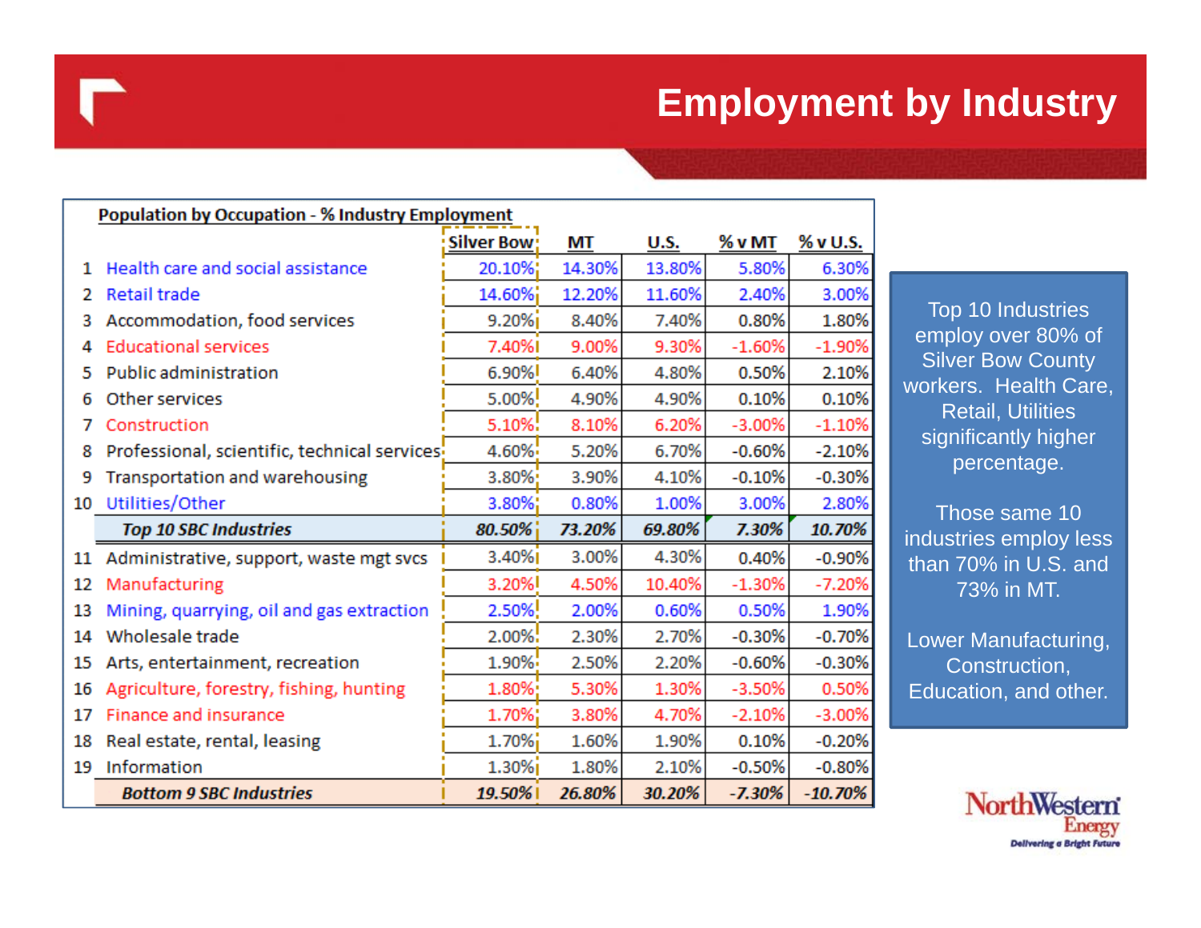# Employment by Industry

**Population by Occupation - % Industry Employment**

| # | Industry | Silver Bow | MT | U.S. | % v MT | % v U.S. |
|---|---|---|---|---|---|---|
| 1 | Health care and social assistance | 20.10% | 14.30% | 13.80% | 5.80% | 6.30% |
| 2 | Retail trade | 14.60% | 12.20% | 11.60% | 2.40% | 3.00% |
| 3 | Accommodation, food services | 9.20% | 8.40% | 7.40% | 0.80% | 1.80% |
| 4 | Educational services | 7.40% | 9.00% | 9.30% | -1.60% | -1.90% |
| 5 | Public administration | 6.90% | 6.40% | 4.80% | 0.50% | 2.10% |
| 6 | Other services | 5.00% | 4.90% | 4.90% | 0.10% | 0.10% |
| 7 | Construction | 5.10% | 8.10% | 6.20% | -3.00% | -1.10% |
| 8 | Professional, scientific, technical services | 4.60% | 5.20% | 6.70% | -0.60% | -2.10% |
| 9 | Transportation and warehousing | 3.80% | 3.90% | 4.10% | -0.10% | -0.30% |
| 10 | Utilities/Other | 3.80% | 0.80% | 1.00% | 3.00% | 2.80% |
| | ***Top 10 SBC Industries*** | ***80.50%*** | ***73.20%*** | ***69.80%*** | ***7.30%*** | ***10.70%*** |
| 11 | Administrative, support, waste mgt svcs | 3.40% | 3.00% | 4.30% | 0.40% | -0.90% |
| 12 | Manufacturing | 3.20% | 4.50% | 10.40% | -1.30% | -7.20% |
| 13 | Mining, quarrying, oil and gas extraction | 2.50% | 2.00% | 0.60% | 0.50% | 1.90% |
| 14 | Wholesale trade | 2.00% | 2.30% | 2.70% | -0.30% | -0.70% |
| 15 | Arts, entertainment, recreation | 1.90% | 2.50% | 2.20% | -0.60% | -0.30% |
| 16 | Agriculture, forestry, fishing, hunting | 1.80% | 5.30% | 1.30% | -3.50% | 0.50% |
| 17 | Finance and insurance | 1.70% | 3.80% | 4.70% | -2.10% | -3.00% |
| 18 | Real estate, rental, leasing | 1.70% | 1.60% | 1.90% | 0.10% | -0.20% |
| 19 | Information | 1.30% | 1.80% | 2.10% | -0.50% | -0.80% |
| | ***Bottom 9 SBC Industries*** | ***19.50%*** | ***26.80%*** | ***30.20%*** | ***-7.30%*** | ***-10.70%*** |

Top 10 Industries employ over 80% of Silver Bow County workers. Health Care, Retail, Utilities significantly higher percentage.

Those same 10 industries employ less than 70% in U.S. and 73% in MT.

Lower Manufacturing, Construction, Education, and other.

NorthWestern Energy
Delivering a Bright Future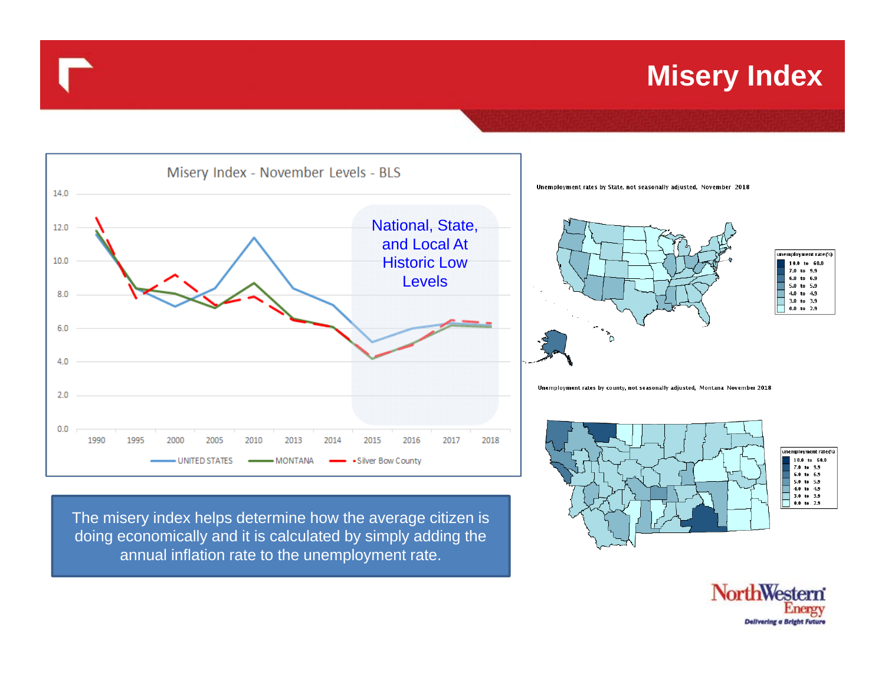# Misery Index

Misery Index - November Levels - BLS

National, State, and Local At Historic Low Levels

UNITED STATES · MONTANA · Silver Bow County

The misery index helps determine how the average citizen is doing economically and it is calculated by simply adding the annual inflation rate to the unemployment rate.

Unemployment rates by State, not seasonally adjusted, November 2018

Unemployment rates by county, not seasonally adjusted, Montana November 2018

| unemployment rate (%) |
|---|
| 10.0 to 60.0 |
| 7.0 to 9.9 |
| 6.0 to 6.9 |
| 5.0 to 5.9 |
| 4.0 to 4.9 |
| 3.0 to 3.9 |
| 0.0 to 2.9 |

NorthWestern Energy
Delivering a Bright Future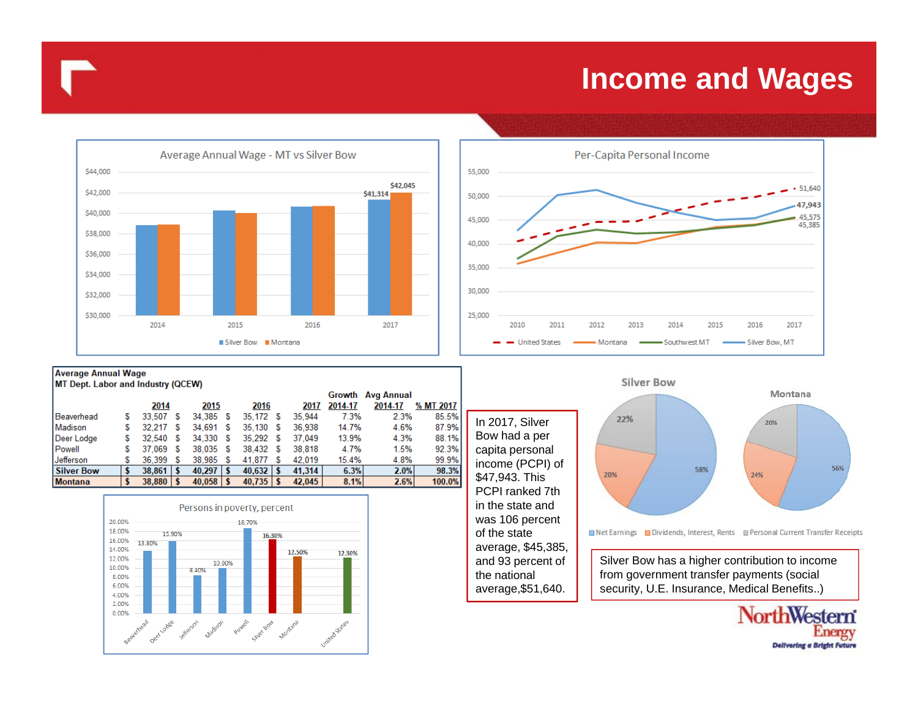# Income and Wages

**Average Annual Wage - MT vs Silver Bow**

| | 2014 | 2015 | 2016 | 2017 |
|---|---|---|---|---|
| Silver Bow | | | | $41,314 |
| Montana | | | | $42,045 |

**Per-Capita Personal Income**

| | 2017 |
|---|---|
| United States | 51,640 |
| Silver Bow, MT | 47,943 |
| Southwest MT | 45,575 |
| Montana | 45,385 |

**Average Annual Wage**
**MT Dept. Labor and Industry (QCEW)**

| | 2014 | 2015 | 2016 | 2017 | Growth 2014-17 | Avg Annual 2014-17 | % MT 2017 |
|---|---|---|---|---|---|---|---|
| Beaverhead | $ 33,507 | $ 34,385 | $ 35,172 | $ 35,944 | 7.3% | 2.3% | 85.5% |
| Madison | $ 32,217 | $ 34,691 | $ 35,130 | $ 36,938 | 14.7% | 4.6% | 87.9% |
| Deer Lodge | $ 32,540 | $ 34,330 | $ 35,292 | $ 37,049 | 13.9% | 4.3% | 88.1% |
| Powell | $ 37,069 | $ 38,035 | $ 38,432 | $ 38,818 | 4.7% | 1.5% | 92.3% |
| Jefferson | $ 36,399 | $ 38,985 | $ 41,877 | $ 42,019 | 15.4% | 4.8% | 99.9% |
| **Silver Bow** | **$ 38,861** | **$ 40,297** | **$ 40,632** | **$ 41,314** | **6.3%** | **2.0%** | **98.3%** |
| **Montana** | **$ 38,880** | **$ 40,058** | **$ 40,735** | **$ 42,045** | **8.1%** | **2.6%** | **100.0%** |

**Persons in poverty, percent**

| Beaverhead | Deer Lodge | Jefferson | Madison | Powell | Silver Bow | Montana | United States |
|---|---|---|---|---|---|---|---|
| 13.80% | 15.90% | 8.40% | 10.00% | 18.70% | 16.30% | 12.50% | 12.30% |

In 2017, Silver Bow had a per capita personal income (PCPI) of $47,943. This PCPI ranked 7th in the state and was 106 percent of the state average, $45,385, and 93 percent of the national average,$51,640.

| | Silver Bow | Montana |
|---|---|---|
| Net Earnings | 58% | 56% |
| Dividends, Interest, Rents | 20% | 24% |
| Personal Current Transfer Receipts | 22% | 20% |

Silver Bow has a higher contribution to income from government transfer payments (social security, U.E. Insurance, Medical Benefits..)

NorthWestern Energy — Delivering a Bright Future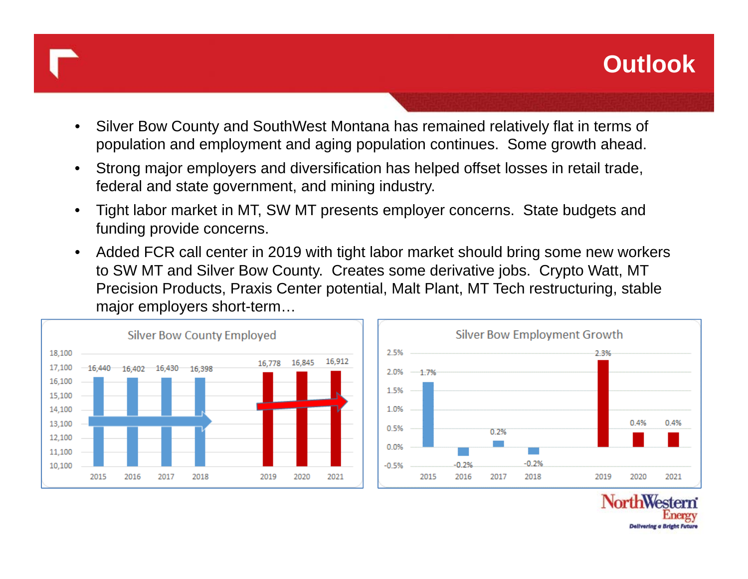# Outlook

- Silver Bow County and SouthWest Montana has remained relatively flat in terms of population and employment and aging population continues. Some growth ahead.
- Strong major employers and diversification has helped offset losses in retail trade, federal and state government, and mining industry.
- Tight labor market in MT, SW MT presents employer concerns. State budgets and funding provide concerns.
- Added FCR call center in 2019 with tight labor market should bring some new workers to SW MT and Silver Bow County. Creates some derivative jobs. Crypto Watt, MT Precision Products, Praxis Center potential, Malt Plant, MT Tech restructuring, stable major employers short-term…

Silver Bow County Employed

18,100
17,100
16,100
15,100
14,100
13,100
12,100
11,100
10,100

16,440 16,402 16,430 16,398 16,778 16,845 16,912

2015 2016 2017 2018 2019 2020 2021

Silver Bow Employment Growth

2.5%
2.0%
1.5%
1.0%
0.5%
0.0%
-0.5%

1.7% -0.2% 0.2% -0.2% 2.3% 0.4% 0.4%

2015 2016 2017 2018 2019 2020 2021

NorthWestern Energy
Delivering a Bright Future